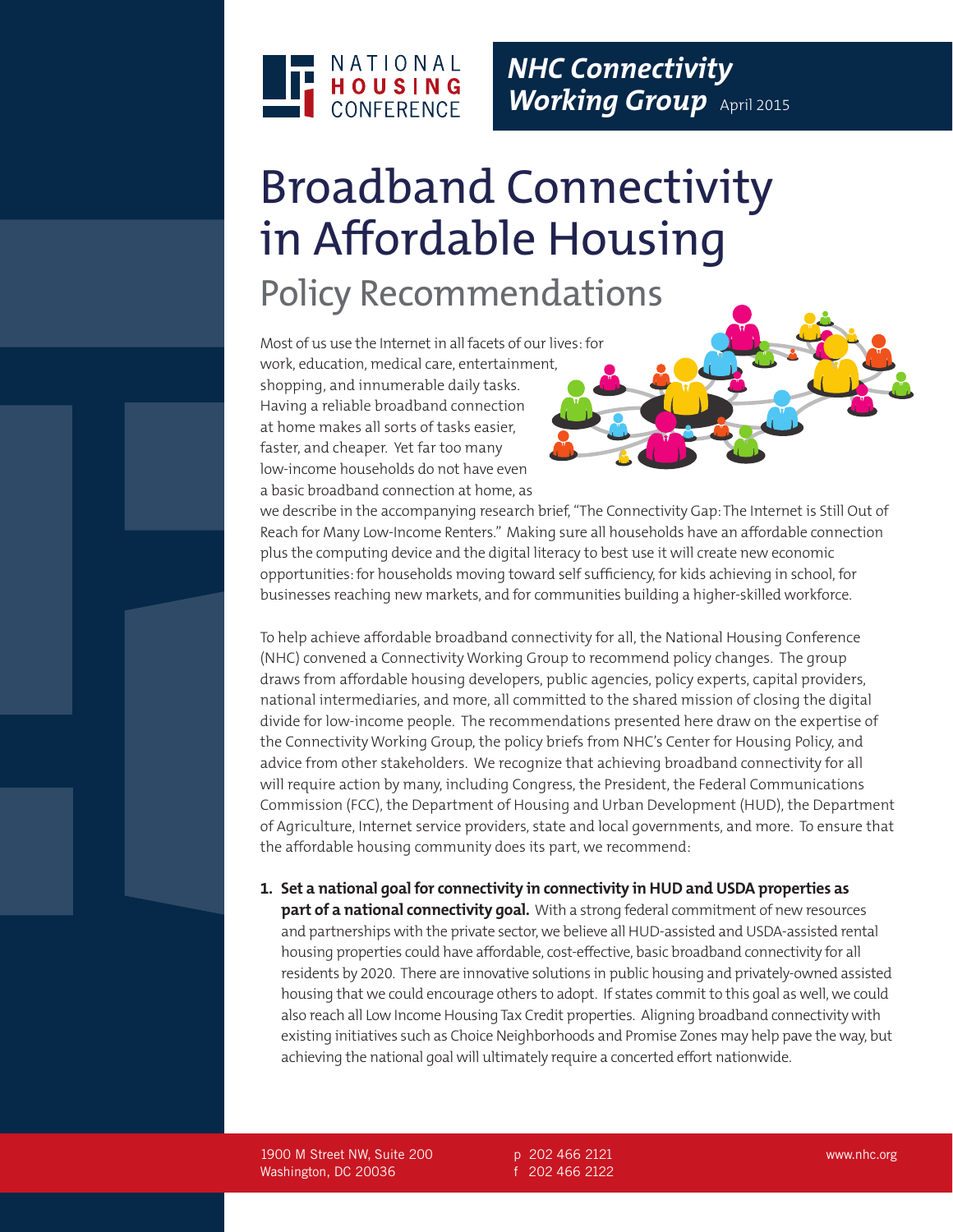NATIONAL HOUSING CONFERENCE

*NHC Connectivity Working Group* April 2015

# Broadband Connectivity in Affordable Housing

## Policy Recommendations

Most of us use the Internet in all facets of our lives: for work, education, medical care, entertainment, shopping, and innumerable daily tasks. Having a reliable broadband connection at home makes all sorts of tasks easier, faster, and cheaper. Yet far too many low-income households do not have even a basic broadband connection at home, as we describe in the accompanying research brief, "The Connectivity Gap: The Internet is Still Out of Reach for Many Low-Income Renters." Making sure all households have an affordable connection plus the computing device and the digital literacy to best use it will create new economic opportunities: for households moving toward self sufficiency, for kids achieving in school, for businesses reaching new markets, and for communities building a higher-skilled workforce.

To help achieve affordable broadband connectivity for all, the National Housing Conference (NHC) convened a Connectivity Working Group to recommend policy changes. The group draws from affordable housing developers, public agencies, policy experts, capital providers, national intermediaries, and more, all committed to the shared mission of closing the digital divide for low-income people. The recommendations presented here draw on the expertise of the Connectivity Working Group, the policy briefs from NHC's Center for Housing Policy, and advice from other stakeholders. We recognize that achieving broadband connectivity for all will require action by many, including Congress, the President, the Federal Communications Commission (FCC), the Department of Housing and Urban Development (HUD), the Department of Agriculture, Internet service providers, state and local governments, and more. To ensure that the affordable housing community does its part, we recommend:

1. **Set a national goal for connectivity in connectivity in HUD and USDA properties as part of a national connectivity goal.** With a strong federal commitment of new resources and partnerships with the private sector, we believe all HUD-assisted and USDA-assisted rental housing properties could have affordable, cost-effective, basic broadband connectivity for all residents by 2020. There are innovative solutions in public housing and privately-owned assisted housing that we could encourage others to adopt. If states commit to this goal as well, we could also reach all Low Income Housing Tax Credit properties. Aligning broadband connectivity with existing initiatives such as Choice Neighborhoods and Promise Zones may help pave the way, but achieving the national goal will ultimately require a concerted effort nationwide.

1900 M Street NW, Suite 200
Washington, DC 20036

p 202 466 2121
f 202 466 2122

www.nhc.org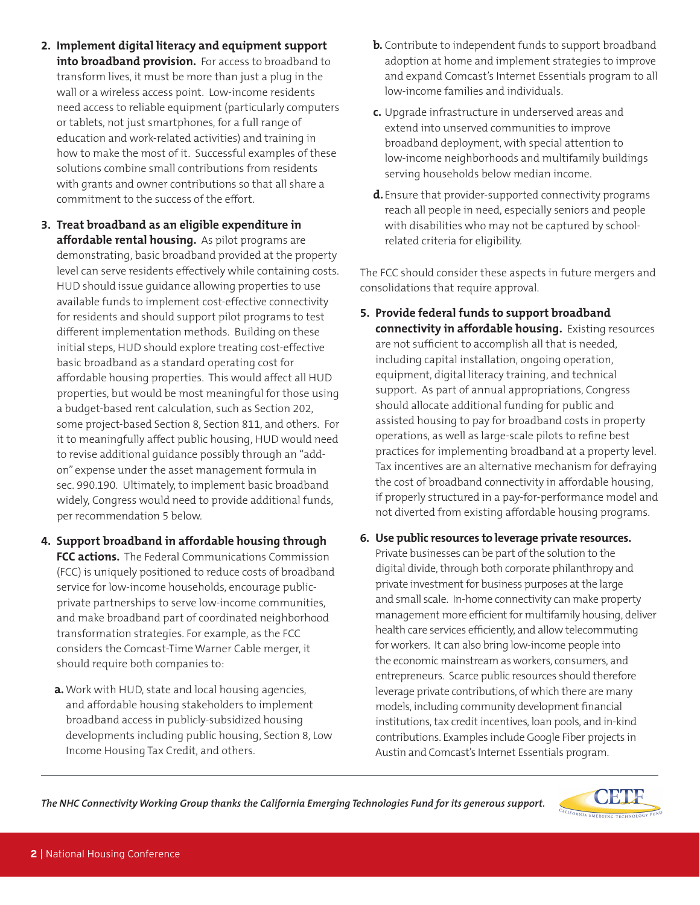2. **Implement digital literacy and equipment support into broadband provision.** For access to broadband to transform lives, it must be more than just a plug in the wall or a wireless access point. Low-income residents need access to reliable equipment (particularly computers or tablets, not just smartphones, for a full range of education and work-related activities) and training in how to make the most of it. Successful examples of these solutions combine small contributions from residents with grants and owner contributions so that all share a commitment to the success of the effort.

3. **Treat broadband as an eligible expenditure in affordable rental housing.** As pilot programs are demonstrating, basic broadband provided at the property level can serve residents effectively while containing costs. HUD should issue guidance allowing properties to use available funds to implement cost-effective connectivity for residents and should support pilot programs to test different implementation methods. Building on these initial steps, HUD should explore treating cost-effective basic broadband as a standard operating cost for affordable housing properties. This would affect all HUD properties, but would be most meaningful for those using a budget-based rent calculation, such as Section 202, some project-based Section 8, Section 811, and others. For it to meaningfully affect public housing, HUD would need to revise additional guidance possibly through an "add-on" expense under the asset management formula in sec. 990.190. Ultimately, to implement basic broadband widely, Congress would need to provide additional funds, per recommendation 5 below.

4. **Support broadband in affordable housing through FCC actions.** The Federal Communications Commission (FCC) is uniquely positioned to reduce costs of broadband service for low-income households, encourage public-private partnerships to serve low-income communities, and make broadband part of coordinated neighborhood transformation strategies. For example, as the FCC considers the Comcast-Time Warner Cable merger, it should require both companies to:

   **a.** Work with HUD, state and local housing agencies, and affordable housing stakeholders to implement broadband access in publicly-subsidized housing developments including public housing, Section 8, Low Income Housing Tax Credit, and others.

   **b.** Contribute to independent funds to support broadband adoption at home and implement strategies to improve and expand Comcast's Internet Essentials program to all low-income families and individuals.

   **c.** Upgrade infrastructure in underserved areas and extend into unserved communities to improve broadband deployment, with special attention to low-income neighborhoods and multifamily buildings serving households below median income.

   **d.** Ensure that provider-supported connectivity programs reach all people in need, especially seniors and people with disabilities who may not be captured by school-related criteria for eligibility.

The FCC should consider these aspects in future mergers and consolidations that require approval.

5. **Provide federal funds to support broadband connectivity in affordable housing.** Existing resources are not sufficient to accomplish all that is needed, including capital installation, ongoing operation, equipment, digital literacy training, and technical support. As part of annual appropriations, Congress should allocate additional funding for public and assisted housing to pay for broadband costs in property operations, as well as large-scale pilots to refine best practices for implementing broadband at a property level. Tax incentives are an alternative mechanism for defraying the cost of broadband connectivity in affordable housing, if properly structured in a pay-for-performance model and not diverted from existing affordable housing programs.

6. **Use public resources to leverage private resources.** Private businesses can be part of the solution to the digital divide, through both corporate philanthropy and private investment for business purposes at the large and small scale. In-home connectivity can make property management more efficient for multifamily housing, deliver health care services efficiently, and allow telecommuting for workers. It can also bring low-income people into the economic mainstream as workers, consumers, and entrepreneurs. Scarce public resources should therefore leverage private contributions, of which there are many models, including community development financial institutions, tax credit incentives, loan pools, and in-kind contributions. Examples include Google Fiber projects in Austin and Comcast's Internet Essentials program.

*The NHC Connectivity Working Group thanks the California Emerging Technologies Fund for its generous support.*